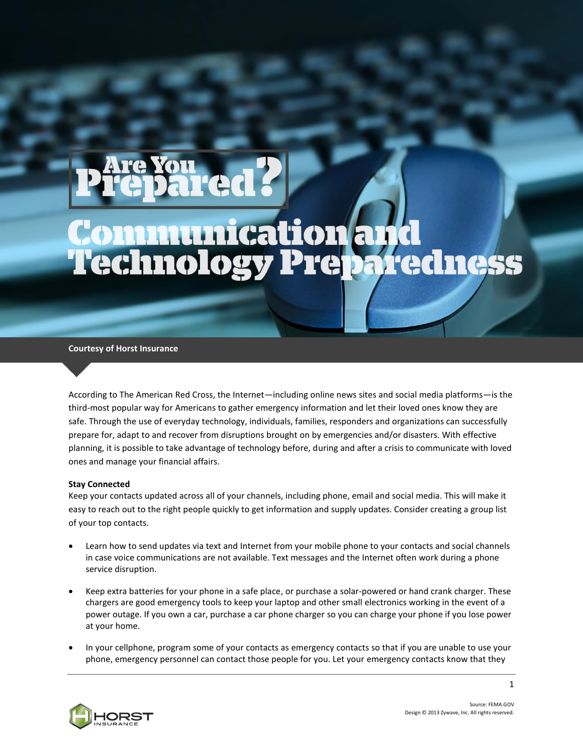# Are You Prepared?

# Communication and Technology Preparedness

**Courtesy of Horst Insurance**

According to The American Red Cross, the Internet—including online news sites and social media platforms—is the third-most popular way for Americans to gather emergency information and let their loved ones know they are safe. Through the use of everyday technology, individuals, families, responders and organizations can successfully prepare for, adapt to and recover from disruptions brought on by emergencies and/or disasters. With effective planning, it is possible to take advantage of technology before, during and after a crisis to communicate with loved ones and manage your financial affairs.

**Stay Connected**

Keep your contacts updated across all of your channels, including phone, email and social media. This will make it easy to reach out to the right people quickly to get information and supply updates. Consider creating a group list of your top contacts.

- Learn how to send updates via text and Internet from your mobile phone to your contacts and social channels in case voice communications are not available. Text messages and the Internet often work during a phone service disruption.
- Keep extra batteries for your phone in a safe place, or purchase a solar-powered or hand crank charger. These chargers are good emergency tools to keep your laptop and other small electronics working in the event of a power outage. If you own a car, purchase a car phone charger so you can charge your phone if you lose power at your home.
- In your cellphone, program some of your contacts as emergency contacts so that if you are unable to use your phone, emergency personnel can contact those people for you. Let your emergency contacts know that they

Source: FEMA.GOV
Design © 2013 Zywave, Inc. All rights reserved.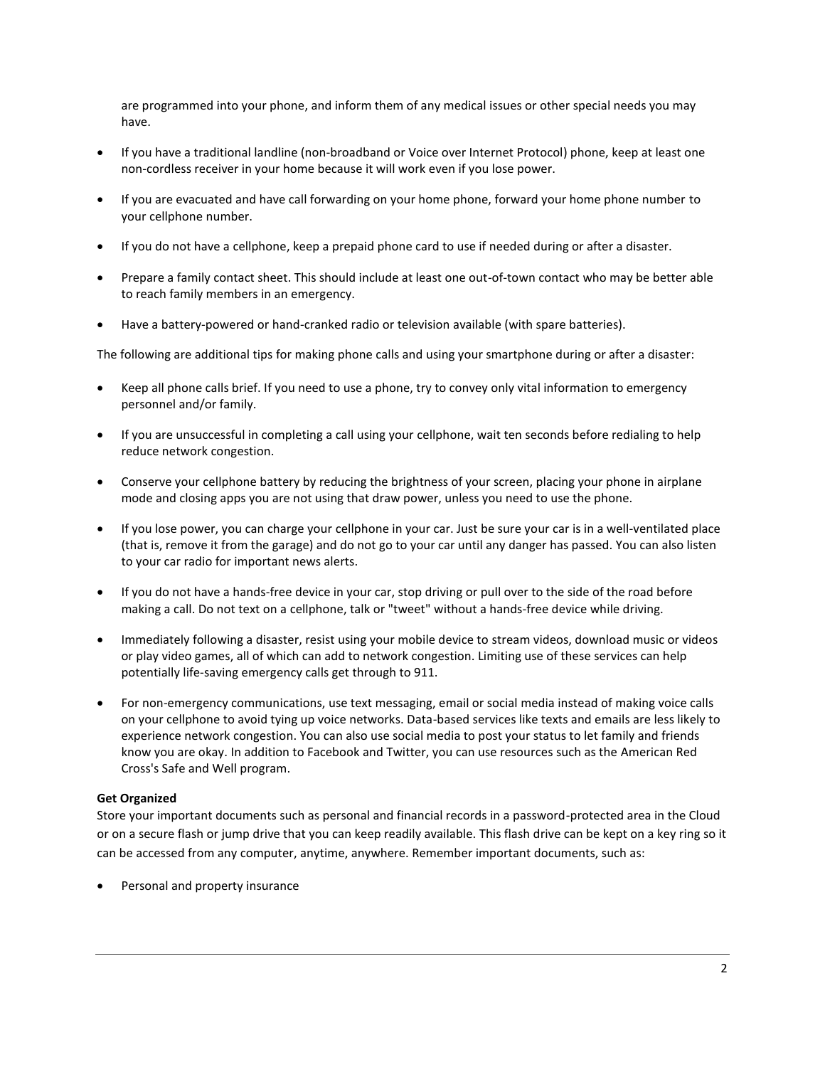are programmed into your phone, and inform them of any medical issues or other special needs you may have.

- If you have a traditional landline (non-broadband or Voice over Internet Protocol) phone, keep at least one non-cordless receiver in your home because it will work even if you lose power.
- If you are evacuated and have call forwarding on your home phone, forward your home phone number to your cellphone number.
- If you do not have a cellphone, keep a prepaid phone card to use if needed during or after a disaster.
- Prepare a family contact sheet. This should include at least one out-of-town contact who may be better able to reach family members in an emergency.
- Have a battery-powered or hand-cranked radio or television available (with spare batteries).

The following are additional tips for making phone calls and using your smartphone during or after a disaster:

- Keep all phone calls brief. If you need to use a phone, try to convey only vital information to emergency personnel and/or family.
- If you are unsuccessful in completing a call using your cellphone, wait ten seconds before redialing to help reduce network congestion.
- Conserve your cellphone battery by reducing the brightness of your screen, placing your phone in airplane mode and closing apps you are not using that draw power, unless you need to use the phone.
- If you lose power, you can charge your cellphone in your car. Just be sure your car is in a well-ventilated place (that is, remove it from the garage) and do not go to your car until any danger has passed. You can also listen to your car radio for important news alerts.
- If you do not have a hands-free device in your car, stop driving or pull over to the side of the road before making a call. Do not text on a cellphone, talk or "tweet" without a hands-free device while driving.
- Immediately following a disaster, resist using your mobile device to stream videos, download music or videos or play video games, all of which can add to network congestion. Limiting use of these services can help potentially life-saving emergency calls get through to 911.
- For non-emergency communications, use text messaging, email or social media instead of making voice calls on your cellphone to avoid tying up voice networks. Data-based services like texts and emails are less likely to experience network congestion. You can also use social media to post your status to let family and friends know you are okay. In addition to Facebook and Twitter, you can use resources such as the American Red Cross's Safe and Well program.

**Get Organized**

Store your important documents such as personal and financial records in a password-protected area in the Cloud or on a secure flash or jump drive that you can keep readily available. This flash drive can be kept on a key ring so it can be accessed from any computer, anytime, anywhere. Remember important documents, such as:

- Personal and property insurance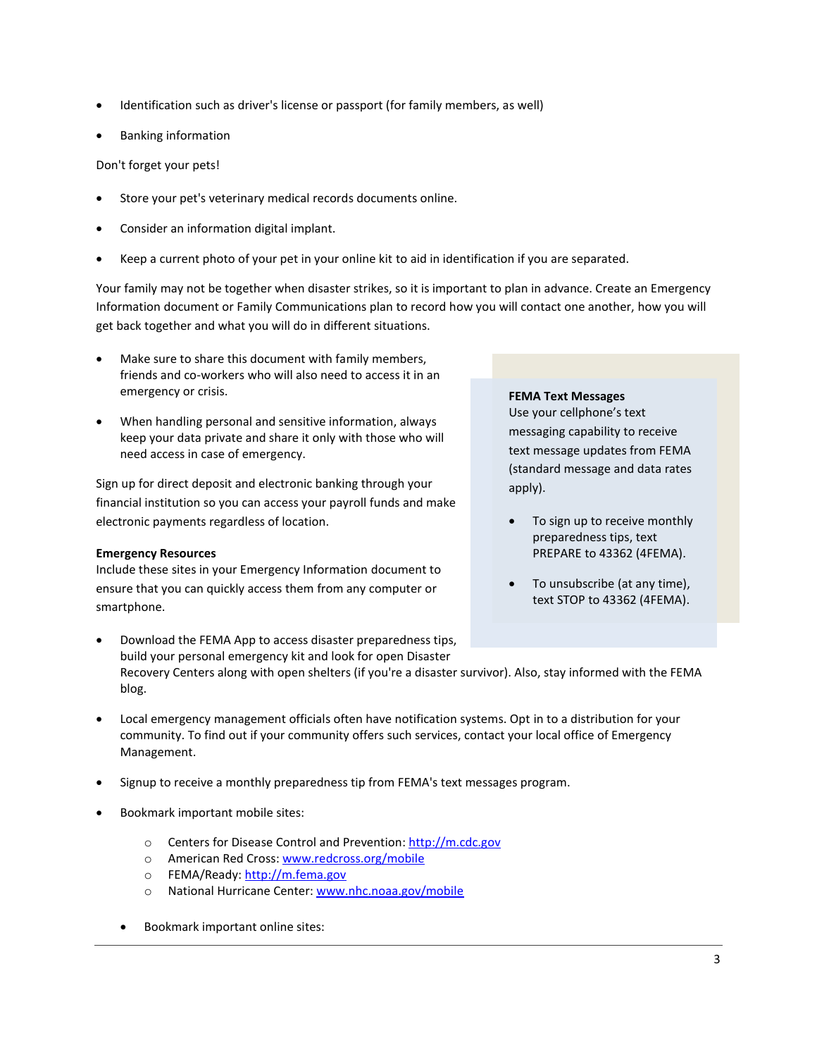- Identification such as driver's license or passport (for family members, as well)
- Banking information

Don't forget your pets!

- Store your pet's veterinary medical records documents online.
- Consider an information digital implant.
- Keep a current photo of your pet in your online kit to aid in identification if you are separated.

Your family may not be together when disaster strikes, so it is important to plan in advance. Create an Emergency Information document or Family Communications plan to record how you will contact one another, how you will get back together and what you will do in different situations.

- Make sure to share this document with family members, friends and co-workers who will also need to access it in an emergency or crisis.
- When handling personal and sensitive information, always keep your data private and share it only with those who will need access in case of emergency.

Sign up for direct deposit and electronic banking through your financial institution so you can access your payroll funds and make electronic payments regardless of location.

**FEMA Text Messages**
Use your cellphone's text messaging capability to receive text message updates from FEMA (standard message and data rates apply).

- To sign up to receive monthly preparedness tips, text PREPARE to 43362 (4FEMA).
- To unsubscribe (at any time), text STOP to 43362 (4FEMA).

**Emergency Resources**
Include these sites in your Emergency Information document to ensure that you can quickly access them from any computer or smartphone.

- Download the FEMA App to access disaster preparedness tips, build your personal emergency kit and look for open Disaster Recovery Centers along with open shelters (if you're a disaster survivor). Also, stay informed with the FEMA blog.
- Local emergency management officials often have notification systems. Opt in to a distribution for your community. To find out if your community offers such services, contact your local office of Emergency Management.
- Signup to receive a monthly preparedness tip from FEMA's text messages program.
- Bookmark important mobile sites:
  - Centers for Disease Control and Prevention: http://m.cdc.gov
  - American Red Cross: www.redcross.org/mobile
  - FEMA/Ready: http://m.fema.gov
  - National Hurricane Center: www.nhc.noaa.gov/mobile
- Bookmark important online sites: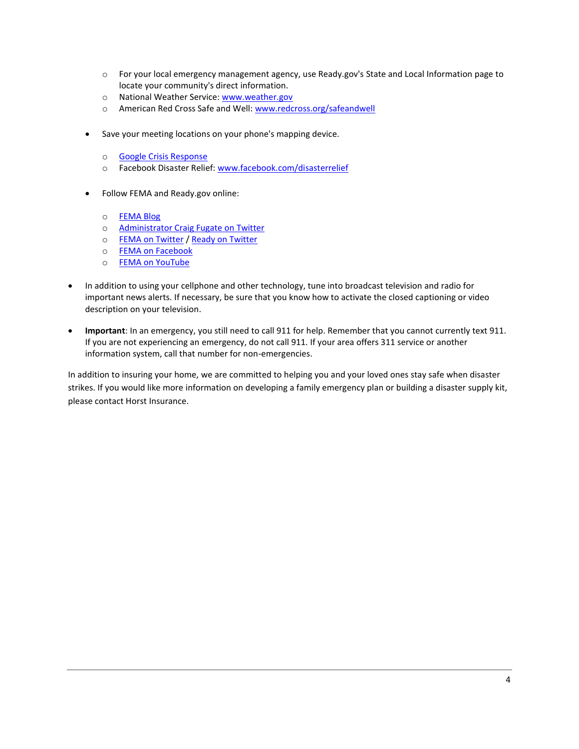- For your local emergency management agency, use Ready.gov's State and Local Information page to locate your community's direct information.
    - National Weather Service: www.weather.gov
    - American Red Cross Safe and Well: www.redcross.org/safeandwell

  - Save your meeting locations on your phone's mapping device.

    - Google Crisis Response
    - Facebook Disaster Relief: www.facebook.com/disasterrelief

  - Follow FEMA and Ready.gov online:

    - FEMA Blog
    - Administrator Craig Fugate on Twitter
    - FEMA on Twitter / Ready on Twitter
    - FEMA on Facebook
    - FEMA on YouTube

- In addition to using your cellphone and other technology, tune into broadcast television and radio for important news alerts. If necessary, be sure that you know how to activate the closed captioning or video description on your television.

- **Important**: In an emergency, you still need to call 911 for help. Remember that you cannot currently text 911. If you are not experiencing an emergency, do not call 911. If your area offers 311 service or another information system, call that number for non-emergencies.

In addition to insuring your home, we are committed to helping you and your loved ones stay safe when disaster strikes. If you would like more information on developing a family emergency plan or building a disaster supply kit, please contact Horst Insurance.